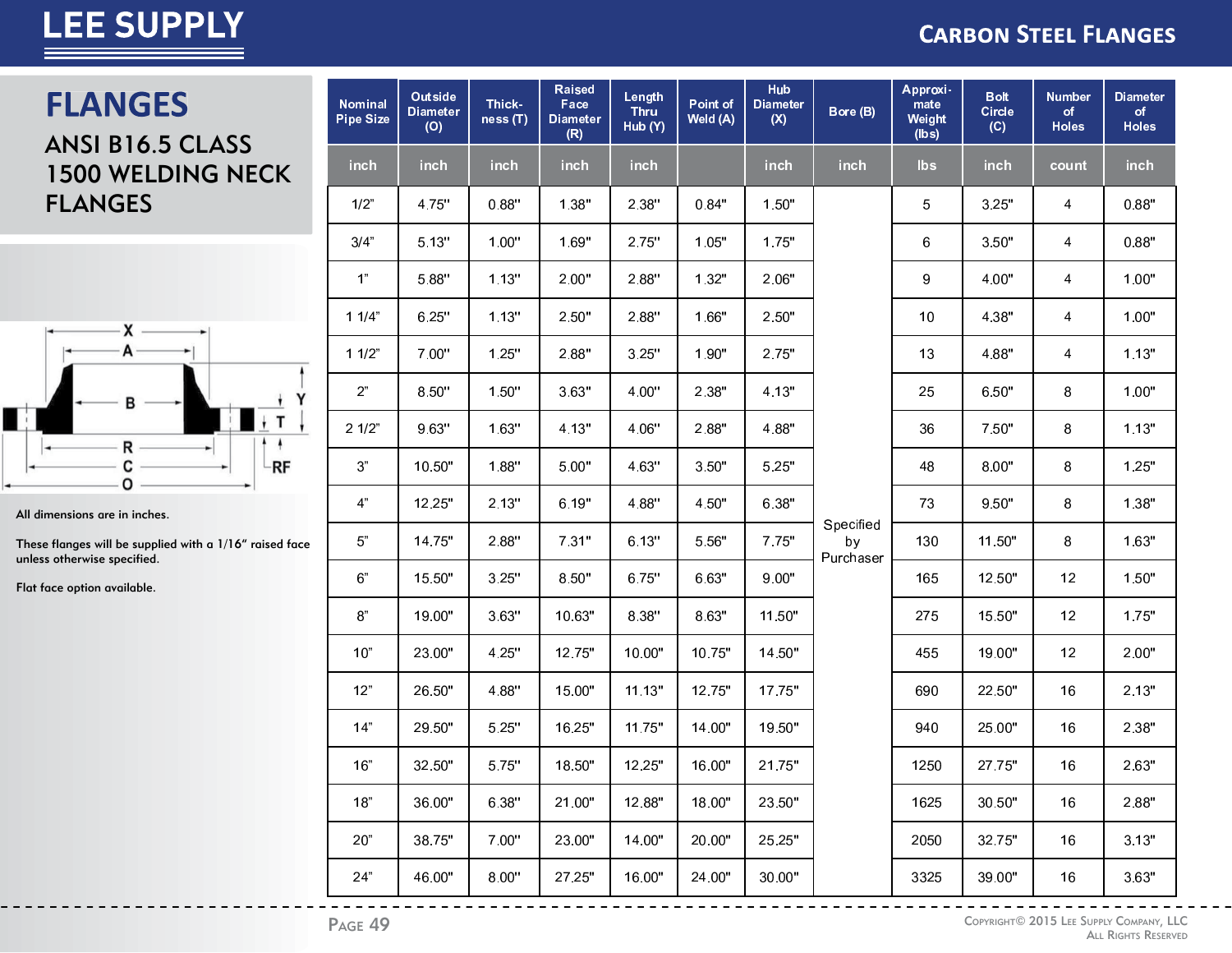# FLANGES

## ANSI B16.5 CLASS 1500 WELDING NECK FLANGES

All dimensions are in inches.

These flanges will be supplied with a 1/16" raised face unless otherwise specified.

Flat face option available.

| Nominal Pipe Size | Outside Diameter (O) | Thick-ness (T) | Raised Face Diameter (R) | Length Thru Hub (Y) | Point of Weld (A) | Hub Diameter (X) | Bore (B) | Approxi-mate Weight (lbs) | Bolt Circle (C) | Number of Holes | Diameter of Holes |
|---|---|---|---|---|---|---|---|---|---|---|---|
| inch | inch | inch | inch | inch | | inch | inch | lbs | inch | count | inch |
| 1/2" | 4.75" | 0.88" | 1.38" | 2.38" | 0.84" | 1.50" | Specified by Purchaser | 5 | 3.25" | 4 | 0.88" |
| 3/4" | 5.13" | 1.00" | 1.69" | 2.75" | 1.05" | 1.75" | | 6 | 3.50" | 4 | 0.88" |
| 1" | 5.88" | 1.13" | 2.00" | 2.88" | 1.32" | 2.06" | | 9 | 4.00" | 4 | 1.00" |
| 1 1/4" | 6.25" | 1.13" | 2.50" | 2.88" | 1.66" | 2.50" | | 10 | 4.38" | 4 | 1.00" |
| 1 1/2" | 7.00" | 1.25" | 2.88" | 3.25" | 1.90" | 2.75" | | 13 | 4.88" | 4 | 1.13" |
| 2" | 8.50" | 1.50" | 3.63" | 4.00" | 2.38" | 4.13" | | 25 | 6.50" | 8 | 1.00" |
| 2 1/2" | 9.63" | 1.63" | 4.13" | 4.06" | 2.88" | 4.88" | | 36 | 7.50" | 8 | 1.13" |
| 3" | 10.50" | 1.88" | 5.00" | 4.63" | 3.50" | 5.25" | | 48 | 8.00" | 8 | 1.25" |
| 4" | 12.25" | 2.13" | 6.19" | 4.88" | 4.50" | 6.38" | | 73 | 9.50" | 8 | 1.38" |
| 5" | 14.75" | 2.88" | 7.31" | 6.13" | 5.56" | 7.75" | | 130 | 11.50" | 8 | 1.63" |
| 6" | 15.50" | 3.25" | 8.50" | 6.75" | 6.63" | 9.00" | | 165 | 12.50" | 12 | 1.50" |
| 8" | 19.00" | 3.63" | 10.63" | 8.38" | 8.63" | 11.50" | | 275 | 15.50" | 12 | 1.75" |
| 10" | 23.00" | 4.25" | 12.75" | 10.00" | 10.75" | 14.50" | | 455 | 19.00" | 12 | 2.00" |
| 12" | 26.50" | 4.88" | 15.00" | 11.13" | 12.75" | 17.75" | | 690 | 22.50" | 16 | 2.13" |
| 14" | 29.50" | 5.25" | 16.25" | 11.75" | 14.00" | 19.50" | | 940 | 25.00" | 16 | 2.38" |
| 16" | 32.50" | 5.75" | 18.50" | 12.25" | 16.00" | 21.75" | | 1250 | 27.75" | 16 | 2.63" |
| 18" | 36.00" | 6.38" | 21.00" | 12.88" | 18.00" | 23.50" | | 1625 | 30.50" | 16 | 2.88" |
| 20" | 38.75" | 7.00" | 23.00" | 14.00" | 20.00" | 25.25" | | 2050 | 32.75" | 16 | 3.13" |
| 24" | 46.00" | 8.00" | 27.25" | 16.00" | 24.00" | 30.00" | | 3325 | 39.00" | 16 | 3.63" |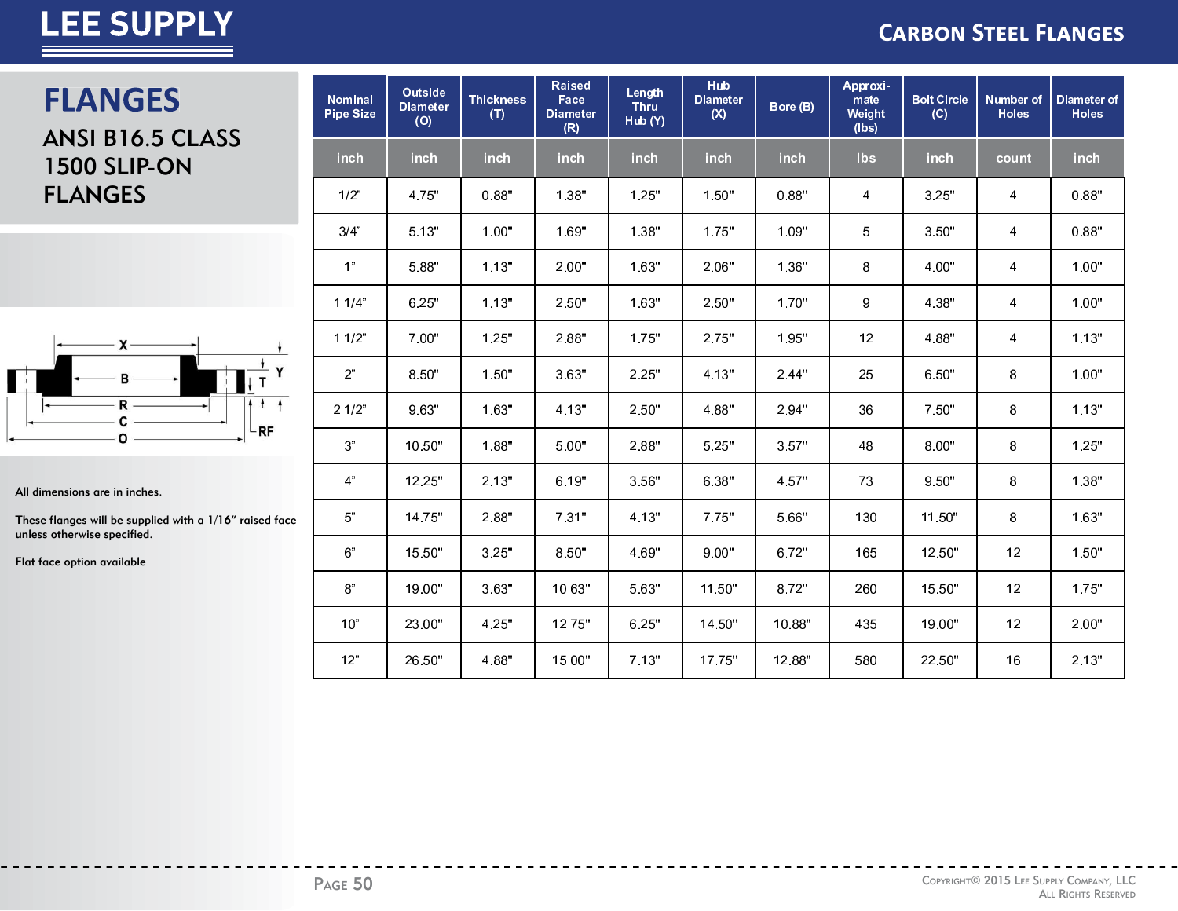# FLANGES

## ANSI B16.5 CLASS 1500 SLIP-ON FLANGES

| Nominal Pipe Size | Outside Diameter (O) | Thickness (T) | Raised Face Diameter (R) | Length Thru Hub (Y) | Hub Diameter (X) | Bore (B) | Approximate Weight (lbs) | Bolt Circle (C) | Number of Holes | Diameter of Holes |
|---|---|---|---|---|---|---|---|---|---|---|
| inch | inch | inch | inch | inch | inch | inch | lbs | inch | count | inch |
| 1/2" | 4.75" | 0.88" | 1.38" | 1.25" | 1.50" | 0.88" | 4 | 3.25" | 4 | 0.88" |
| 3/4" | 5.13" | 1.00" | 1.69" | 1.38" | 1.75" | 1.09" | 5 | 3.50" | 4 | 0.88" |
| 1" | 5.88" | 1.13" | 2.00" | 1.63" | 2.06" | 1.36" | 8 | 4.00" | 4 | 1.00" |
| 1 1/4" | 6.25" | 1.13" | 2.50" | 1.63" | 2.50" | 1.70" | 9 | 4.38" | 4 | 1.00" |
| 1 1/2" | 7.00" | 1.25" | 2.88" | 1.75" | 2.75" | 1.95" | 12 | 4.88" | 4 | 1.13" |
| 2" | 8.50" | 1.50" | 3.63" | 2.25" | 4.13" | 2.44" | 25 | 6.50" | 8 | 1.00" |
| 2 1/2" | 9.63" | 1.63" | 4.13" | 2.50" | 4.88" | 2.94" | 36 | 7.50" | 8 | 1.13" |
| 3" | 10.50" | 1.88" | 5.00" | 2.88" | 5.25" | 3.57" | 48 | 8.00" | 8 | 1.25" |
| 4" | 12.25" | 2.13" | 6.19" | 3.56" | 6.38" | 4.57" | 73 | 9.50" | 8 | 1.38" |
| 5" | 14.75" | 2.88" | 7.31" | 4.13" | 7.75" | 5.66" | 130 | 11.50" | 8 | 1.63" |
| 6" | 15.50" | 3.25" | 8.50" | 4.69" | 9.00" | 6.72" | 165 | 12.50" | 12 | 1.50" |
| 8" | 19.00" | 3.63" | 10.63" | 5.63" | 11.50" | 8.72" | 260 | 15.50" | 12 | 1.75" |
| 10" | 23.00" | 4.25" | 12.75" | 6.25" | 14.50" | 10.88" | 435 | 19.00" | 12 | 2.00" |
| 12" | 26.50" | 4.88" | 15.00" | 7.13" | 17.75" | 12.88" | 580 | 22.50" | 16 | 2.13" |

All dimensions are in inches.

These flanges will be supplied with a 1/16" raised face unless otherwise specified.

Flat face option available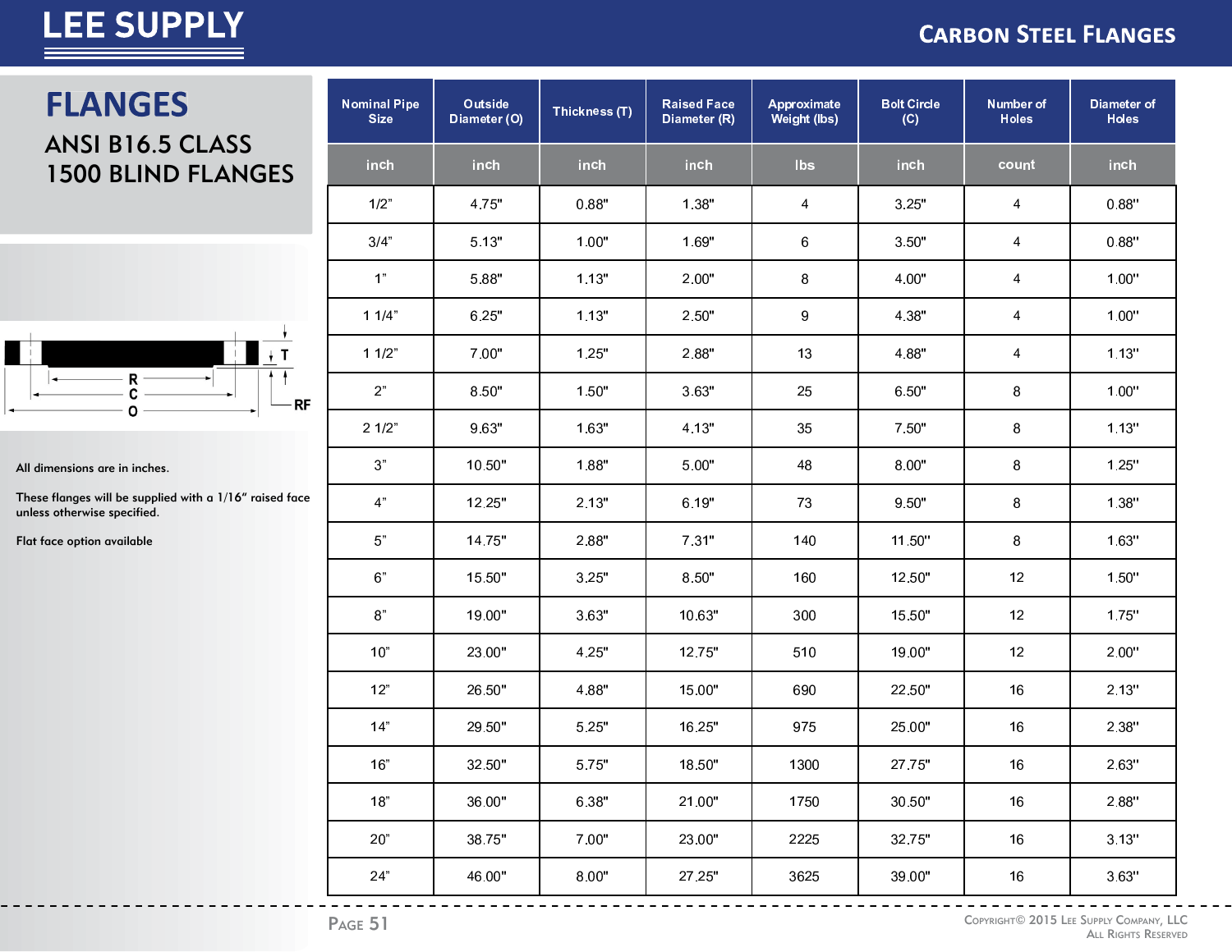# FLANGES

## ANSI B16.5 CLASS 1500 BLIND FLANGES

All dimensions are in inches.

These flanges will be supplied with a 1/16" raised face unless otherwise specified.

Flat face option available

| Nominal Pipe Size | Outside Diameter (O) | Thickness (T) | Raised Face Diameter (R) | Approximate Weight (lbs) | Bolt Circle (C) | Number of Holes | Diameter of Holes |
|---|---|---|---|---|---|---|---|
| inch | inch | inch | inch | lbs | inch | count | inch |
| 1/2" | 4.75" | 0.88" | 1.38" | 4 | 3.25" | 4 | 0.88" |
| 3/4" | 5.13" | 1.00" | 1.69" | 6 | 3.50" | 4 | 0.88" |
| 1" | 5.88" | 1.13" | 2.00" | 8 | 4.00" | 4 | 1.00" |
| 1 1/4" | 6.25" | 1.13" | 2.50" | 9 | 4.38" | 4 | 1.00" |
| 1 1/2" | 7.00" | 1.25" | 2.88" | 13 | 4.88" | 4 | 1.13" |
| 2" | 8.50" | 1.50" | 3.63" | 25 | 6.50" | 8 | 1.00" |
| 2 1/2" | 9.63" | 1.63" | 4.13" | 35 | 7.50" | 8 | 1.13" |
| 3" | 10.50" | 1.88" | 5.00" | 48 | 8.00" | 8 | 1.25" |
| 4" | 12.25" | 2.13" | 6.19" | 73 | 9.50" | 8 | 1.38" |
| 5" | 14.75" | 2.88" | 7.31" | 140 | 11.50" | 8 | 1.63" |
| 6" | 15.50" | 3.25" | 8.50" | 160 | 12.50" | 12 | 1.50" |
| 8" | 19.00" | 3.63" | 10.63" | 300 | 15.50" | 12 | 1.75" |
| 10" | 23.00" | 4.25" | 12.75" | 510 | 19.00" | 12 | 2.00" |
| 12" | 26.50" | 4.88" | 15.00" | 690 | 22.50" | 16 | 2.13" |
| 14" | 29.50" | 5.25" | 16.25" | 975 | 25.00" | 16 | 2.38" |
| 16" | 32.50" | 5.75" | 18.50" | 1300 | 27.75" | 16 | 2.63" |
| 18" | 36.00" | 6.38" | 21.00" | 1750 | 30.50" | 16 | 2.88" |
| 20" | 38.75" | 7.00" | 23.00" | 2225 | 32.75" | 16 | 3.13" |
| 24" | 46.00" | 8.00" | 27.25" | 3625 | 39.00" | 16 | 3.63" |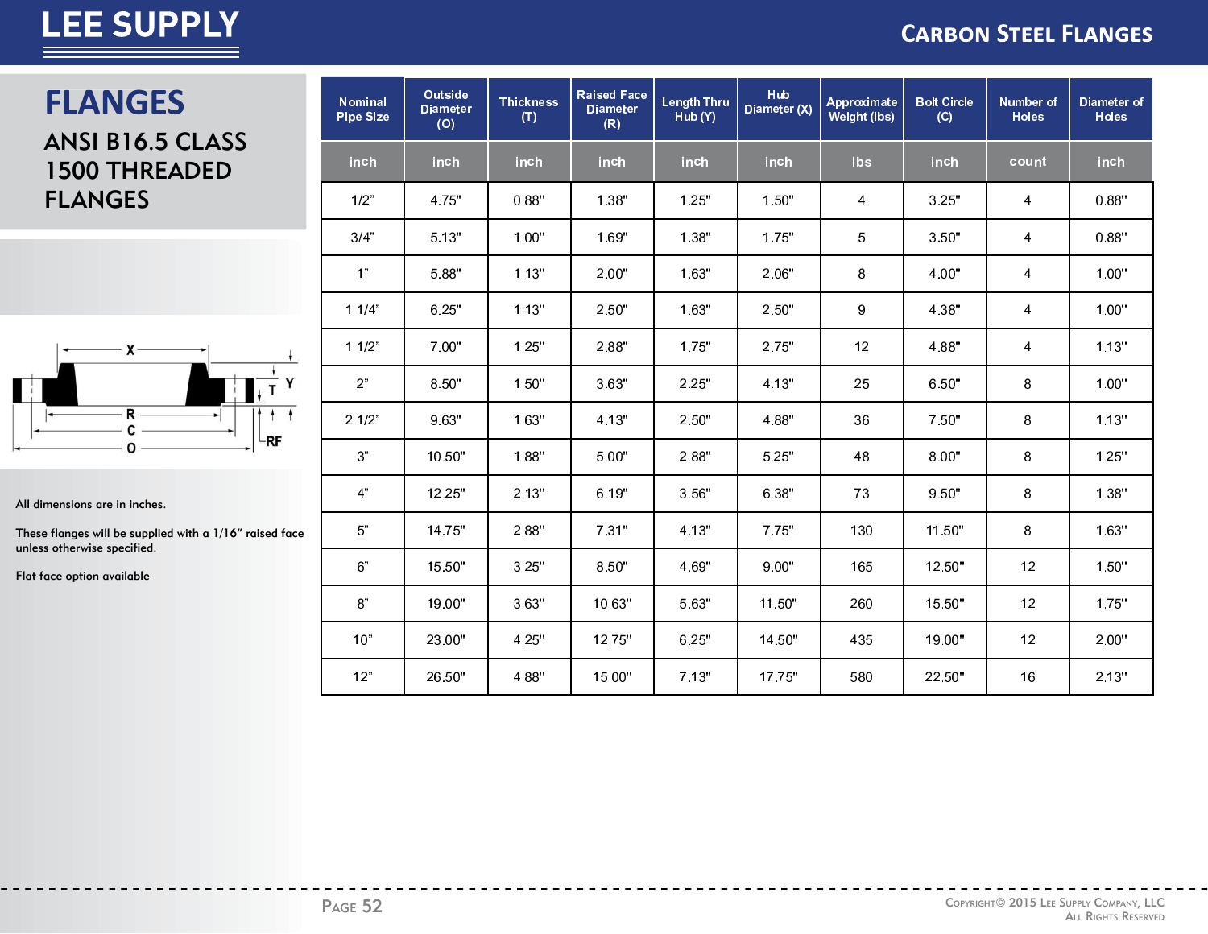# FLANGES

## ANSI B16.5 CLASS 1500 THREADED FLANGES

All dimensions are in inches.

These flanges will be supplied with a 1/16" raised face unless otherwise specified.

Flat face option available

| Nominal Pipe Size | Outside Diameter (O) | Thickness (T) | Raised Face Diameter (R) | Length Thru Hub (Y) | Hub Diameter (X) | Approximate Weight (lbs) | Bolt Circle (C) | Number of Holes | Diameter of Holes |
|---|---|---|---|---|---|---|---|---|---|
| inch | inch | inch | inch | inch | inch | lbs | inch | count | inch |
| 1/2" | 4.75" | 0.88" | 1.38" | 1.25" | 1.50" | 4 | 3.25" | 4 | 0.88" |
| 3/4" | 5.13" | 1.00" | 1.69" | 1.38" | 1.75" | 5 | 3.50" | 4 | 0.88" |
| 1" | 5.88" | 1.13" | 2.00" | 1.63" | 2.06" | 8 | 4.00" | 4 | 1.00" |
| 1 1/4" | 6.25" | 1.13" | 2.50" | 1.63" | 2.50" | 9 | 4.38" | 4 | 1.00" |
| 1 1/2" | 7.00" | 1.25" | 2.88" | 1.75" | 2.75" | 12 | 4.88" | 4 | 1.13" |
| 2" | 8.50" | 1.50" | 3.63" | 2.25" | 4.13" | 25 | 6.50" | 8 | 1.00" |
| 2 1/2" | 9.63" | 1.63" | 4.13" | 2.50" | 4.88" | 36 | 7.50" | 8 | 1.13" |
| 3" | 10.50" | 1.88" | 5.00" | 2.88" | 5.25" | 48 | 8.00" | 8 | 1.25" |
| 4" | 12.25" | 2.13" | 6.19" | 3.56" | 6.38" | 73 | 9.50" | 8 | 1.38" |
| 5" | 14.75" | 2.88" | 7.31" | 4.13" | 7.75" | 130 | 11.50" | 8 | 1.63" |
| 6" | 15.50" | 3.25" | 8.50" | 4.69" | 9.00" | 165 | 12.50" | 12 | 1.50" |
| 8" | 19.00" | 3.63" | 10.63" | 5.63" | 11.50" | 260 | 15.50" | 12 | 1.75" |
| 10" | 23.00" | 4.25" | 12.75" | 6.25" | 14.50" | 435 | 19.00" | 12 | 2.00" |
| 12" | 26.50" | 4.88" | 15.00" | 7.13" | 17.75" | 580 | 22.50" | 16 | 2.13" |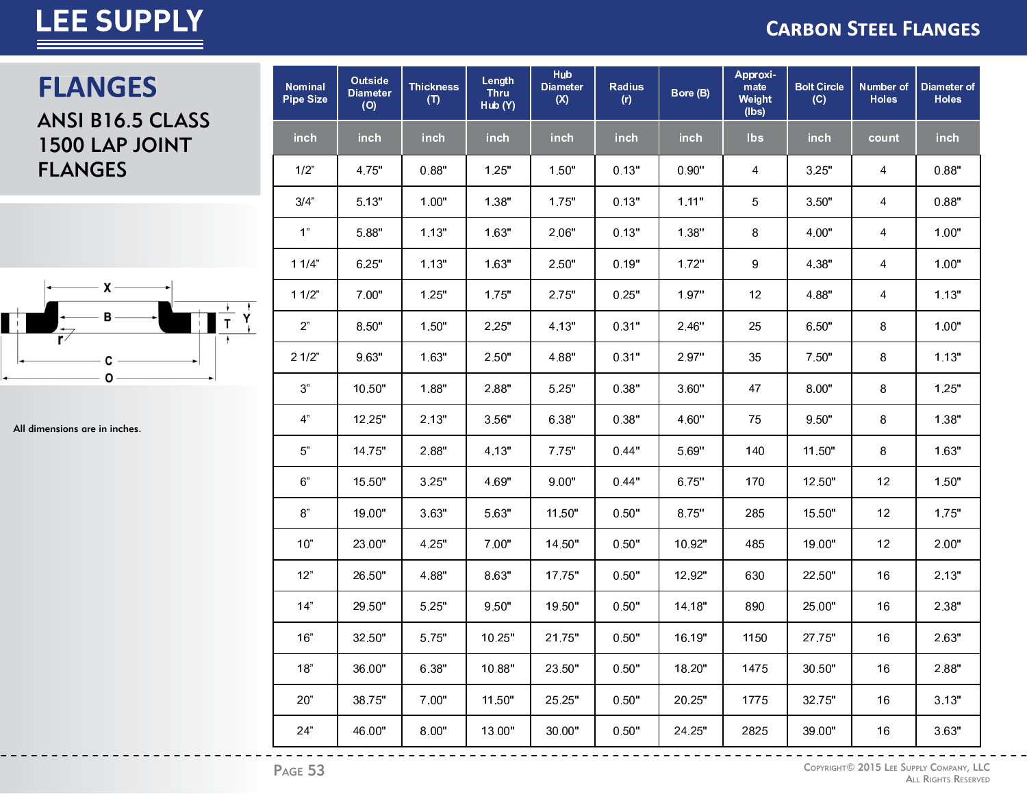# FLANGES

## ANSI B16.5 CLASS 1500 LAP JOINT FLANGES

All dimensions are in inches.

| Nominal Pipe Size | Outside Diameter (O) | Thickness (T) | Length Thru Hub (Y) | Hub Diameter (X) | Radius (r) | Bore (B) | Approximate Weight (lbs) | Bolt Circle (C) | Number of Holes | Diameter of Holes |
|---|---|---|---|---|---|---|---|---|---|---|
| inch | inch | inch | inch | inch | inch | inch | lbs | inch | count | inch |
| 1/2" | 4.75" | 0.88" | 1.25" | 1.50" | 0.13" | 0.90" | 4 | 3.25" | 4 | 0.88" |
| 3/4" | 5.13" | 1.00" | 1.38" | 1.75" | 0.13" | 1.11" | 5 | 3.50" | 4 | 0.88" |
| 1" | 5.88" | 1.13" | 1.63" | 2.06" | 0.13" | 1.38" | 8 | 4.00" | 4 | 1.00" |
| 1 1/4" | 6.25" | 1.13" | 1.63" | 2.50" | 0.19" | 1.72" | 9 | 4.38" | 4 | 1.00" |
| 1 1/2" | 7.00" | 1.25" | 1.75" | 2.75" | 0.25" | 1.97" | 12 | 4.88" | 4 | 1.13" |
| 2" | 8.50" | 1.50" | 2.25" | 4.13" | 0.31" | 2.46" | 25 | 6.50" | 8 | 1.00" |
| 2 1/2" | 9.63" | 1.63" | 2.50" | 4.88" | 0.31" | 2.97" | 35 | 7.50" | 8 | 1.13" |
| 3" | 10.50" | 1.88" | 2.88" | 5.25" | 0.38" | 3.60" | 47 | 8.00" | 8 | 1.25" |
| 4" | 12.25" | 2.13" | 3.56" | 6.38" | 0.38" | 4.60" | 75 | 9.50" | 8 | 1.38" |
| 5" | 14.75" | 2.88" | 4.13" | 7.75" | 0.44" | 5.69" | 140 | 11.50" | 8 | 1.63" |
| 6" | 15.50" | 3.25" | 4.69" | 9.00" | 0.44" | 6.75" | 170 | 12.50" | 12 | 1.50" |
| 8" | 19.00" | 3.63" | 5.63" | 11.50" | 0.50" | 8.75" | 285 | 15.50" | 12 | 1.75" |
| 10" | 23.00" | 4.25" | 7.00" | 14.50" | 0.50" | 10.92" | 485 | 19.00" | 12 | 2.00" |
| 12" | 26.50" | 4.88" | 8.63" | 17.75" | 0.50" | 12.92" | 630 | 22.50" | 16 | 2.13" |
| 14" | 29.50" | 5.25" | 9.50" | 19.50" | 0.50" | 14.18" | 890 | 25.00" | 16 | 2.38" |
| 16" | 32.50" | 5.75" | 10.25" | 21.75" | 0.50" | 16.19" | 1150 | 27.75" | 16 | 2.63" |
| 18" | 36.00" | 6.38" | 10.88" | 23.50" | 0.50" | 18.20" | 1475 | 30.50" | 16 | 2.88" |
| 20" | 38.75" | 7.00" | 11.50" | 25.25" | 0.50" | 20.25" | 1775 | 32.75" | 16 | 3.13" |
| 24" | 46.00" | 8.00" | 13.00" | 30.00" | 0.50" | 24.25" | 2825 | 39.00" | 16 | 3.63" |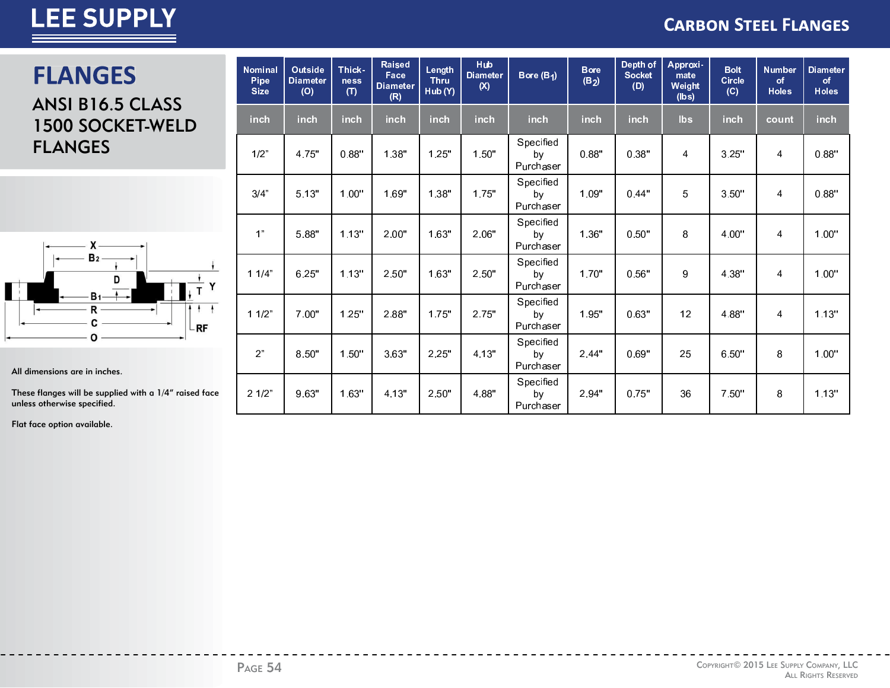# FLANGES

## ANSI B16.5 CLASS 1500 SOCKET-WELD FLANGES

## CARBON STEEL FLANGES

All dimensions are in inches.

These flanges will be supplied with a 1/4" raised face unless otherwise specified.

Flat face option available.

| Nominal Pipe Size | Outside Diameter (O) | Thick-ness (T) | Raised Face Diameter (R) | Length Thru Hub (Y) | Hub Diameter (X) | Bore ($B_1$) | Bore ($B_2$) | Depth of Socket (D) | Approxi-mate Weight (lbs) | Bolt Circle (C) | Number of Holes | Diameter of Holes |
|---|---|---|---|---|---|---|---|---|---|---|---|---|
| inch | inch | inch | inch | inch | inch | inch | inch | inch | lbs | inch | count | inch |
| 1/2" | 4.75" | 0.88" | 1.38" | 1.25" | 1.50" | Specified by Purchaser | 0.88" | 0.38" | 4 | 3.25" | 4 | 0.88" |
| 3/4" | 5.13" | 1.00" | 1.69" | 1.38" | 1.75" | Specified by Purchaser | 1.09" | 0.44" | 5 | 3.50" | 4 | 0.88" |
| 1" | 5.88" | 1.13" | 2.00" | 1.63" | 2.06" | Specified by Purchaser | 1.36" | 0.50" | 8 | 4.00" | 4 | 1.00" |
| 1 1/4" | 6.25" | 1.13" | 2.50" | 1.63" | 2.50" | Specified by Purchaser | 1.70" | 0.56" | 9 | 4.38" | 4 | 1.00" |
| 1 1/2" | 7.00" | 1.25" | 2.88" | 1.75" | 2.75" | Specified by Purchaser | 1.95" | 0.63" | 12 | 4.88" | 4 | 1.13" |
| 2" | 8.50" | 1.50" | 3.63" | 2.25" | 4.13" | Specified by Purchaser | 2.44" | 0.69" | 25 | 6.50" | 8 | 1.00" |
| 2 1/2" | 9.63" | 1.63" | 4.13" | 2.50" | 4.88" | Specified by Purchaser | 2.94" | 0.75" | 36 | 7.50" | 8 | 1.13" |

Copyright© 2015 Lee Supply Company, LLC
All Rights Reserved